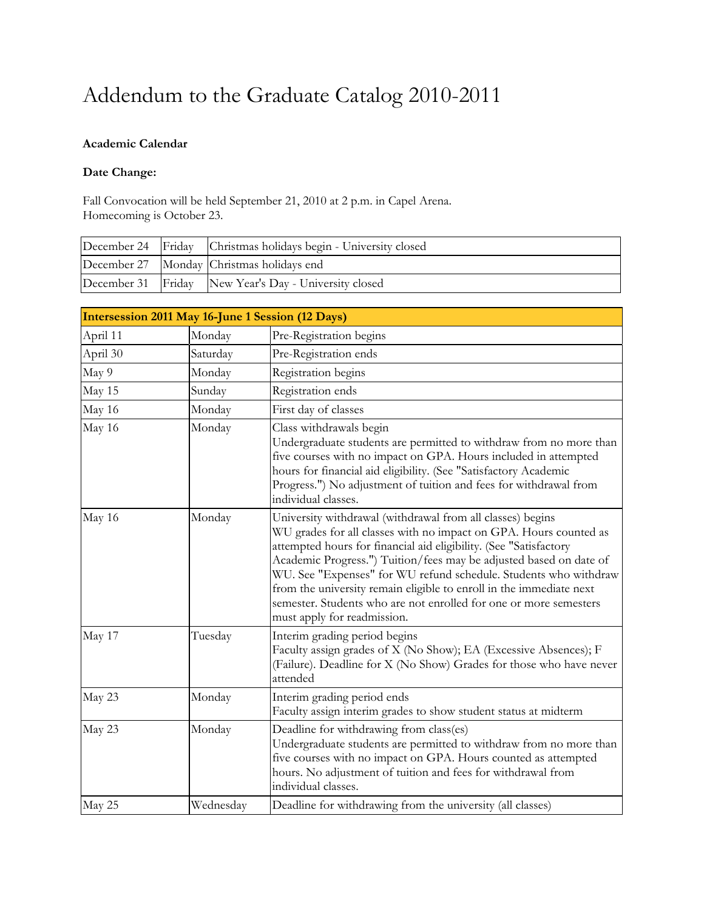# Addendum to the Graduate Catalog 2010-2011

**Academic Calendar**

**Date Change:**

Fall Convocation will be held September 21, 2010 at 2 p.m. in Capel Arena.
Homecoming is October 23.

| | | |
|---|---|---|
| December 24 | Friday | Christmas holidays begin - University closed |
| December 27 | Monday | Christmas holidays end |
| December 31 | Friday | New Year's Day - University closed |

| **Intersession 2011 May 16-June 1 Session (12 Days)** | | |
|---|---|---|
| April 11 | Monday | Pre-Registration begins |
| April 30 | Saturday | Pre-Registration ends |
| May 9 | Monday | Registration begins |
| May 15 | Sunday | Registration ends |
| May 16 | Monday | First day of classes |
| May 16 | Monday | Class withdrawals begin<br>Undergraduate students are permitted to withdraw from no more than five courses with no impact on GPA. Hours included in attempted hours for financial aid eligibility. (See "Satisfactory Academic Progress.") No adjustment of tuition and fees for withdrawal from individual classes. |
| May 16 | Monday | University withdrawal (withdrawal from all classes) begins<br>WU grades for all classes with no impact on GPA. Hours counted as attempted hours for financial aid eligibility. (See "Satisfactory Academic Progress.") Tuition/fees may be adjusted based on date of WU. See "Expenses" for WU refund schedule. Students who withdraw from the university remain eligible to enroll in the immediate next semester. Students who are not enrolled for one or more semesters must apply for readmission. |
| May 17 | Tuesday | Interim grading period begins<br>Faculty assign grades of X (No Show); EA (Excessive Absences); F (Failure). Deadline for X (No Show) Grades for those who have never attended |
| May 23 | Monday | Interim grading period ends<br>Faculty assign interim grades to show student status at midterm |
| May 23 | Monday | Deadline for withdrawing from class(es)<br>Undergraduate students are permitted to withdraw from no more than five courses with no impact on GPA. Hours counted as attempted hours. No adjustment of tuition and fees for withdrawal from individual classes. |
| May 25 | Wednesday | Deadline for withdrawing from the university (all classes) |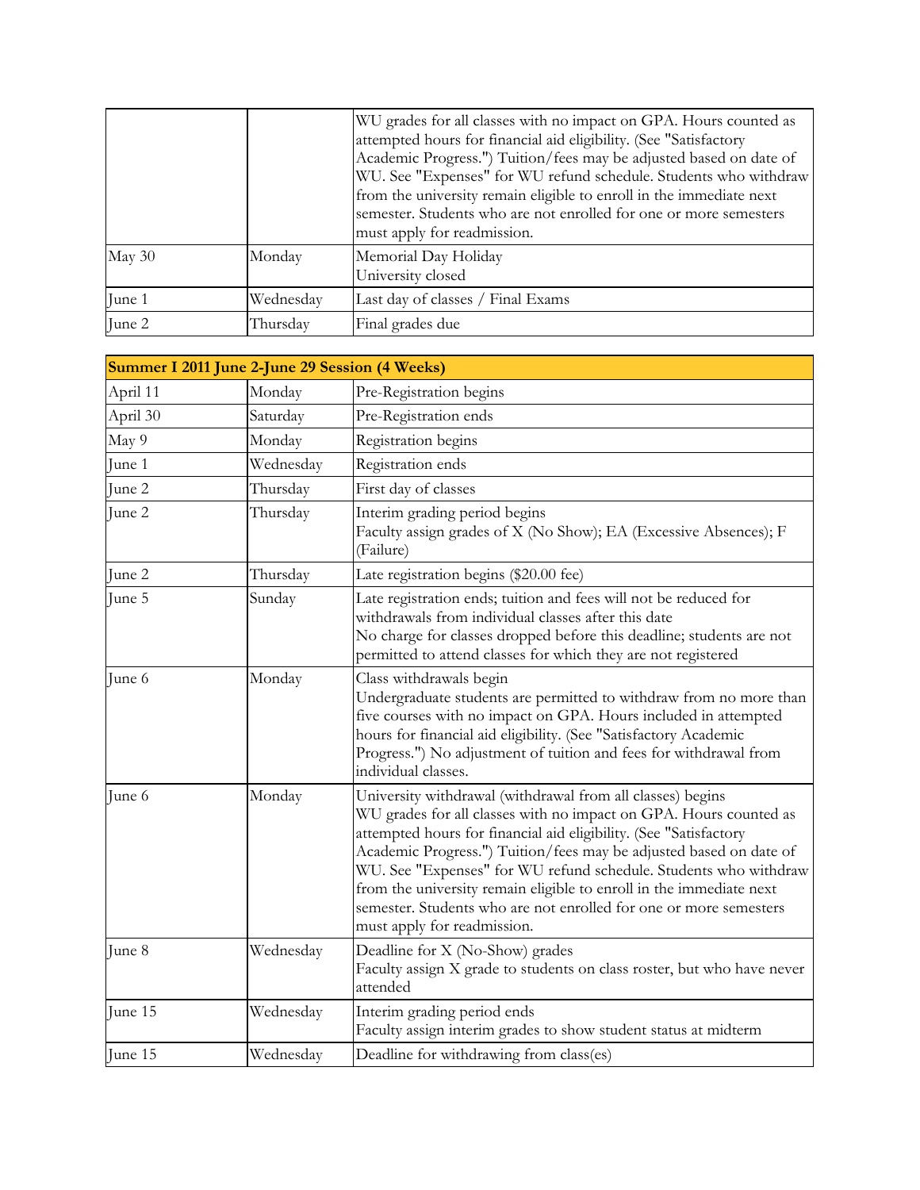| | | |
|---|---|---|
| | | WU grades for all classes with no impact on GPA. Hours counted as attempted hours for financial aid eligibility. (See "Satisfactory Academic Progress.") Tuition/fees may be adjusted based on date of WU. See "Expenses" for WU refund schedule. Students who withdraw from the university remain eligible to enroll in the immediate next semester. Students who are not enrolled for one or more semesters must apply for readmission. |
| May 30 | Monday | Memorial Day Holiday<br>University closed |
| June 1 | Wednesday | Last day of classes / Final Exams |
| June 2 | Thursday | Final grades due |

| **Summer I 2011 June 2-June 29 Session (4 Weeks)** | | |
|---|---|---|
| April 11 | Monday | Pre-Registration begins |
| April 30 | Saturday | Pre-Registration ends |
| May 9 | Monday | Registration begins |
| June 1 | Wednesday | Registration ends |
| June 2 | Thursday | First day of classes |
| June 2 | Thursday | Interim grading period begins<br>Faculty assign grades of X (No Show); EA (Excessive Absences); F (Failure) |
| June 2 | Thursday | Late registration begins ($20.00 fee) |
| June 5 | Sunday | Late registration ends; tuition and fees will not be reduced for withdrawals from individual classes after this date<br>No charge for classes dropped before this deadline; students are not permitted to attend classes for which they are not registered |
| June 6 | Monday | Class withdrawals begin<br>Undergraduate students are permitted to withdraw from no more than five courses with no impact on GPA. Hours included in attempted hours for financial aid eligibility. (See "Satisfactory Academic Progress.") No adjustment of tuition and fees for withdrawal from individual classes. |
| June 6 | Monday | University withdrawal (withdrawal from all classes) begins<br>WU grades for all classes with no impact on GPA. Hours counted as attempted hours for financial aid eligibility. (See "Satisfactory Academic Progress.") Tuition/fees may be adjusted based on date of WU. See "Expenses" for WU refund schedule. Students who withdraw from the university remain eligible to enroll in the immediate next semester. Students who are not enrolled for one or more semesters must apply for readmission. |
| June 8 | Wednesday | Deadline for X (No-Show) grades<br>Faculty assign X grade to students on class roster, but who have never attended |
| June 15 | Wednesday | Interim grading period ends<br>Faculty assign interim grades to show student status at midterm |
| June 15 | Wednesday | Deadline for withdrawing from class(es) |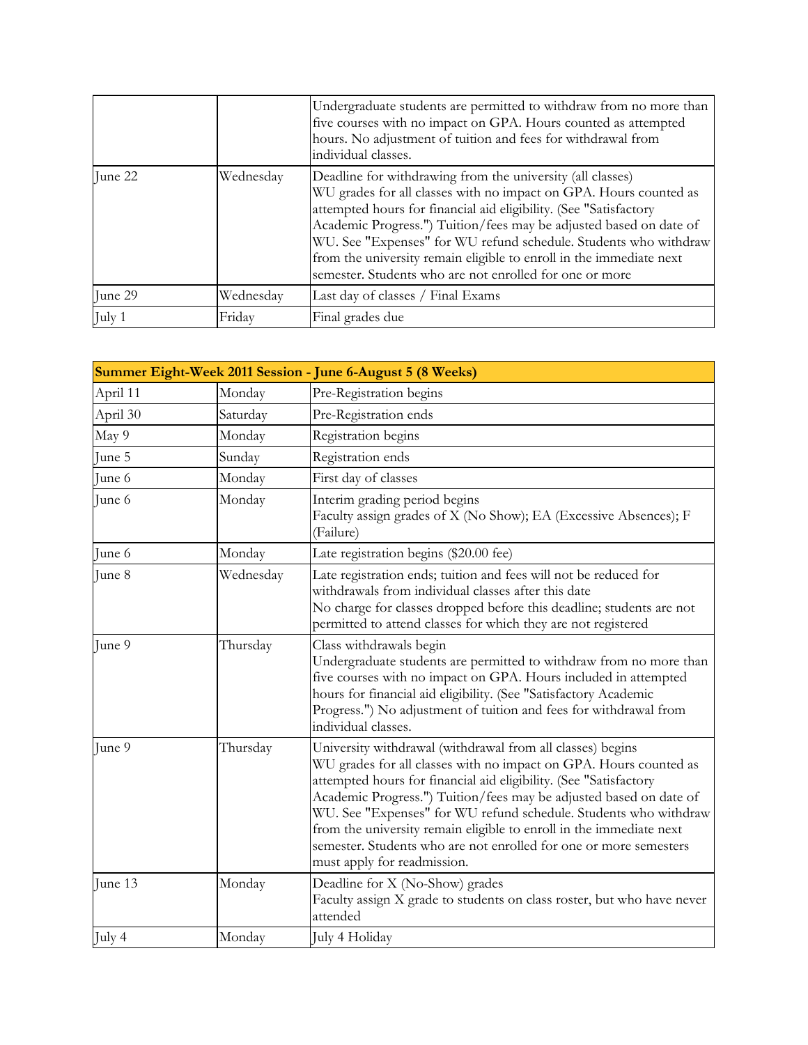| | | |
|---|---|---|
| | | Undergraduate students are permitted to withdraw from no more than five courses with no impact on GPA. Hours counted as attempted hours. No adjustment of tuition and fees for withdrawal from individual classes. |
| June 22 | Wednesday | Deadline for withdrawing from the university (all classes)<br>WU grades for all classes with no impact on GPA. Hours counted as attempted hours for financial aid eligibility. (See "Satisfactory Academic Progress.") Tuition/fees may be adjusted based on date of WU. See "Expenses" for WU refund schedule. Students who withdraw from the university remain eligible to enroll in the immediate next semester. Students who are not enrolled for one or more |
| June 29 | Wednesday | Last day of classes / Final Exams |
| July 1 | Friday | Final grades due |

| **Summer Eight-Week 2011 Session - June 6-August 5 (8 Weeks)** | | |
|---|---|---|
| April 11 | Monday | Pre-Registration begins |
| April 30 | Saturday | Pre-Registration ends |
| May 9 | Monday | Registration begins |
| June 5 | Sunday | Registration ends |
| June 6 | Monday | First day of classes |
| June 6 | Monday | Interim grading period begins<br>Faculty assign grades of X (No Show); EA (Excessive Absences); F (Failure) |
| June 6 | Monday | Late registration begins ($20.00 fee) |
| June 8 | Wednesday | Late registration ends; tuition and fees will not be reduced for withdrawals from individual classes after this date<br>No charge for classes dropped before this deadline; students are not permitted to attend classes for which they are not registered |
| June 9 | Thursday | Class withdrawals begin<br>Undergraduate students are permitted to withdraw from no more than five courses with no impact on GPA. Hours included in attempted hours for financial aid eligibility. (See "Satisfactory Academic Progress.") No adjustment of tuition and fees for withdrawal from individual classes. |
| June 9 | Thursday | University withdrawal (withdrawal from all classes) begins<br>WU grades for all classes with no impact on GPA. Hours counted as attempted hours for financial aid eligibility. (See "Satisfactory Academic Progress.") Tuition/fees may be adjusted based on date of WU. See "Expenses" for WU refund schedule. Students who withdraw from the university remain eligible to enroll in the immediate next semester. Students who are not enrolled for one or more semesters must apply for readmission. |
| June 13 | Monday | Deadline for X (No-Show) grades<br>Faculty assign X grade to students on class roster, but who have never attended |
| July 4 | Monday | July 4 Holiday |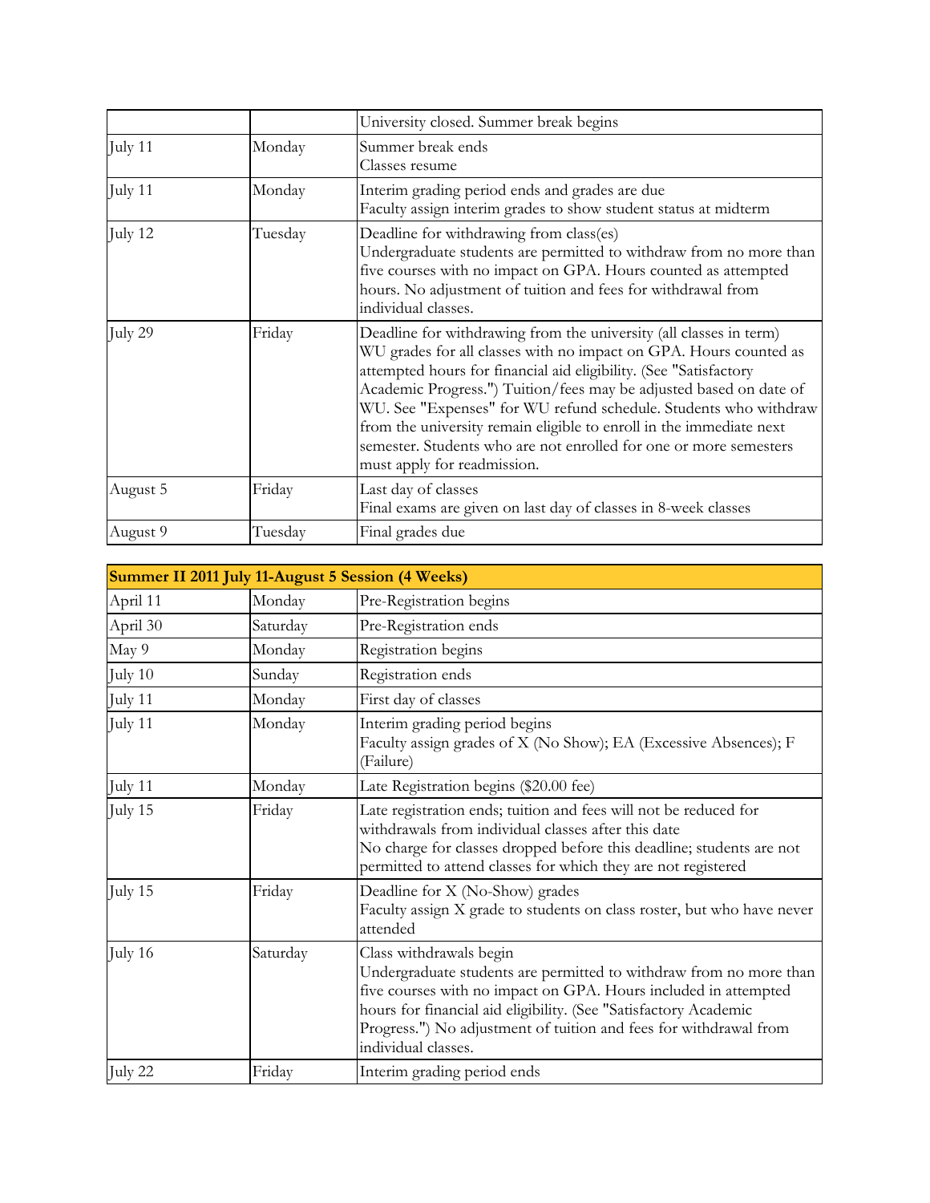| | | |
|---|---|---|
| | | University closed. Summer break begins |
| July 11 | Monday | Summer break ends<br>Classes resume |
| July 11 | Monday | Interim grading period ends and grades are due<br>Faculty assign interim grades to show student status at midterm |
| July 12 | Tuesday | Deadline for withdrawing from class(es)<br>Undergraduate students are permitted to withdraw from no more than five courses with no impact on GPA. Hours counted as attempted hours. No adjustment of tuition and fees for withdrawal from individual classes. |
| July 29 | Friday | Deadline for withdrawing from the university (all classes in term)<br>WU grades for all classes with no impact on GPA. Hours counted as attempted hours for financial aid eligibility. (See "Satisfactory Academic Progress.") Tuition/fees may be adjusted based on date of WU. See "Expenses" for WU refund schedule. Students who withdraw from the university remain eligible to enroll in the immediate next semester. Students who are not enrolled for one or more semesters must apply for readmission. |
| August 5 | Friday | Last day of classes<br>Final exams are given on last day of classes in 8-week classes |
| August 9 | Tuesday | Final grades due |

| **Summer II 2011 July 11-August 5 Session (4 Weeks)** | | |
|---|---|---|
| April 11 | Monday | Pre-Registration begins |
| April 30 | Saturday | Pre-Registration ends |
| May 9 | Monday | Registration begins |
| July 10 | Sunday | Registration ends |
| July 11 | Monday | First day of classes |
| July 11 | Monday | Interim grading period begins<br>Faculty assign grades of X (No Show); EA (Excessive Absences); F (Failure) |
| July 11 | Monday | Late Registration begins ($20.00 fee) |
| July 15 | Friday | Late registration ends; tuition and fees will not be reduced for withdrawals from individual classes after this date<br>No charge for classes dropped before this deadline; students are not permitted to attend classes for which they are not registered |
| July 15 | Friday | Deadline for X (No-Show) grades<br>Faculty assign X grade to students on class roster, but who have never attended |
| July 16 | Saturday | Class withdrawals begin<br>Undergraduate students are permitted to withdraw from no more than five courses with no impact on GPA. Hours included in attempted hours for financial aid eligibility. (See "Satisfactory Academic Progress.") No adjustment of tuition and fees for withdrawal from individual classes. |
| July 22 | Friday | Interim grading period ends |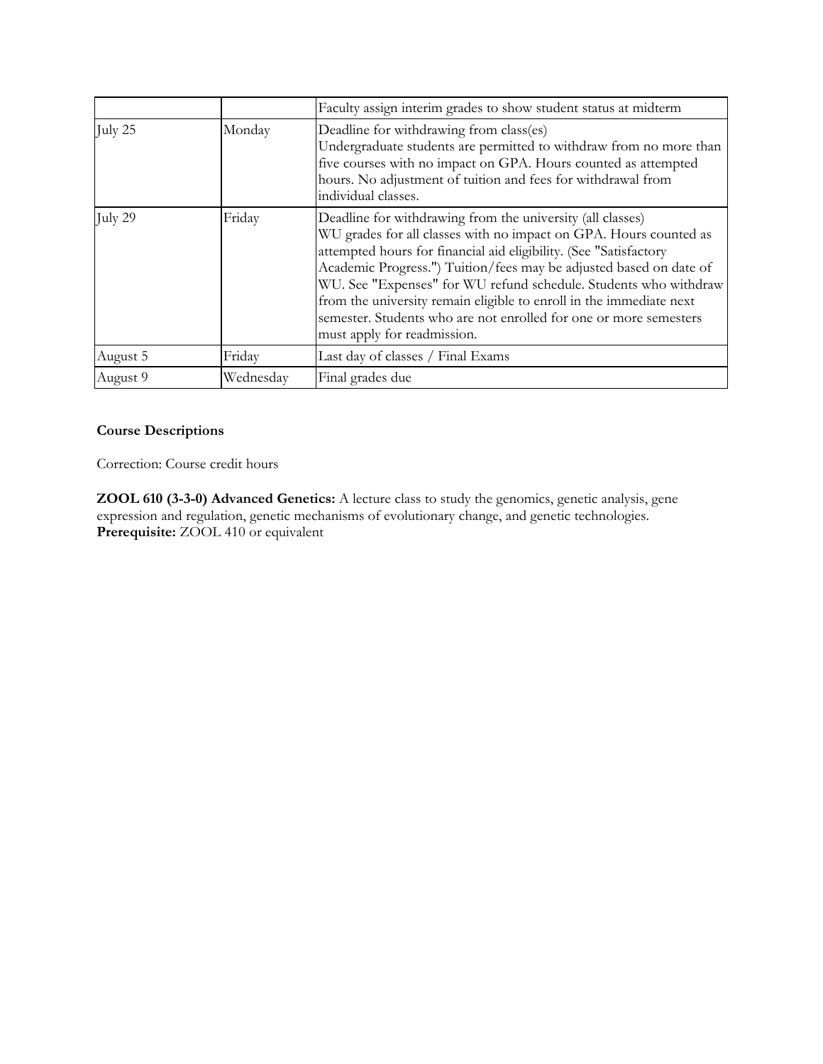| | | |
|---|---|---|
| | | Faculty assign interim grades to show student status at midterm |
| July 25 | Monday | Deadline for withdrawing from class(es)<br>Undergraduate students are permitted to withdraw from no more than five courses with no impact on GPA. Hours counted as attempted hours. No adjustment of tuition and fees for withdrawal from individual classes. |
| July 29 | Friday | Deadline for withdrawing from the university (all classes)<br>WU grades for all classes with no impact on GPA. Hours counted as attempted hours for financial aid eligibility. (See "Satisfactory Academic Progress.") Tuition/fees may be adjusted based on date of WU. See "Expenses" for WU refund schedule. Students who withdraw from the university remain eligible to enroll in the immediate next semester. Students who are not enrolled for one or more semesters must apply for readmission. |
| August 5 | Friday | Last day of classes / Final Exams |
| August 9 | Wednesday | Final grades due |

**Course Descriptions**

Correction: Course credit hours

**ZOOL 610 (3-3-0) Advanced Genetics:** A lecture class to study the genomics, genetic analysis, gene expression and regulation, genetic mechanisms of evolutionary change, and genetic technologies.
**Prerequisite:** ZOOL 410 or equivalent